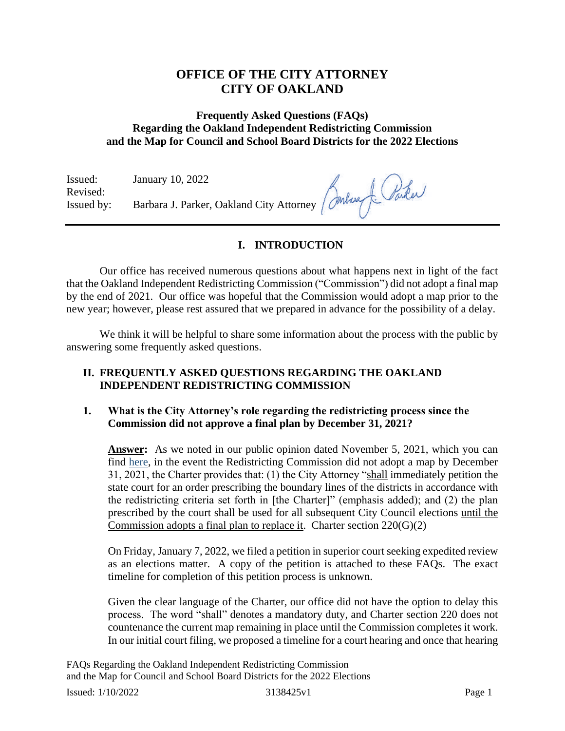# OFFICE OF THE CITY ATTORNEY
# CITY OF OAKLAND

### Frequently Asked Questions (FAQs)
### Regarding the Oakland Independent Redistricting Commission
### and the Map for Council and School Board Districts for the 2022 Elections

Issued: January 10, 2022
Revised:
Issued by: Barbara J. Parker, Oakland City Attorney

---

## I. INTRODUCTION

Our office has received numerous questions about what happens next in light of the fact that the Oakland Independent Redistricting Commission ("Commission") did not adopt a final map by the end of 2021. Our office was hopeful that the Commission would adopt a map prior to the new year; however, please rest assured that we prepared in advance for the possibility of a delay.

We think it will be helpful to share some information about the process with the public by answering some frequently asked questions.

## II. FREQUENTLY ASKED QUESTIONS REGARDING THE OAKLAND INDEPENDENT REDISTRICTING COMMISSION

### 1. What is the City Attorney's role regarding the redistricting process since the Commission did not approve a final plan by December 31, 2021?

**Answer:** As we noted in our public opinion dated November 5, 2021, which you can find here, in the event the Redistricting Commission did not adopt a map by December 31, 2021, the Charter provides that: (1) the City Attorney "shall immediately petition the state court for an order prescribing the boundary lines of the districts in accordance with the redistricting criteria set forth in [the Charter]" (emphasis added); and (2) the plan prescribed by the court shall be used for all subsequent City Council elections until the Commission adopts a final plan to replace it. Charter section 220(G)(2)

On Friday, January 7, 2022, we filed a petition in superior court seeking expedited review as an elections matter. A copy of the petition is attached to these FAQs. The exact timeline for completion of this petition process is unknown.

Given the clear language of the Charter, our office did not have the option to delay this process. The word "shall" denotes a mandatory duty, and Charter section 220 does not countenance the current map remaining in place until the Commission completes it work. In our initial court filing, we proposed a timeline for a court hearing and once that hearing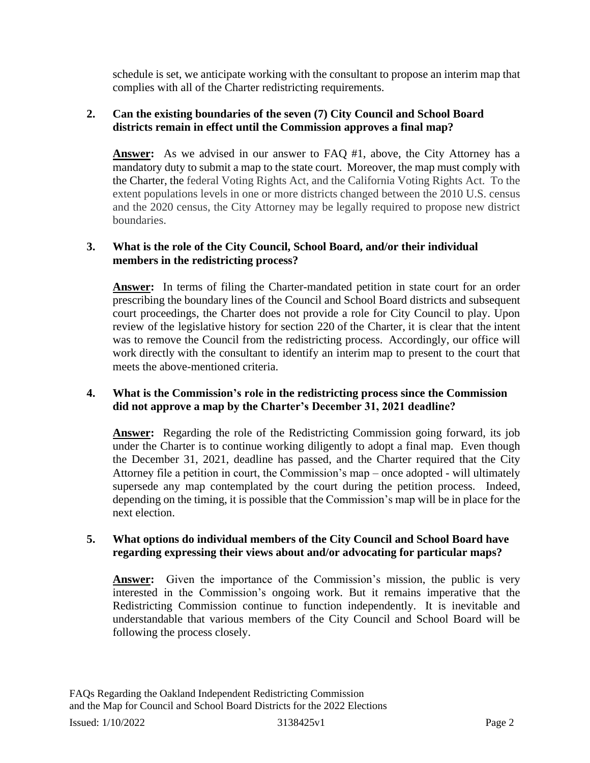schedule is set, we anticipate working with the consultant to propose an interim map that complies with all of the Charter redistricting requirements.

**2. Can the existing boundaries of the seven (7) City Council and School Board districts remain in effect until the Commission approves a final map?**

**Answer:** As we advised in our answer to FAQ #1, above, the City Attorney has a mandatory duty to submit a map to the state court. Moreover, the map must comply with the Charter, the federal Voting Rights Act, and the California Voting Rights Act. To the extent populations levels in one or more districts changed between the 2010 U.S. census and the 2020 census, the City Attorney may be legally required to propose new district boundaries.

**3. What is the role of the City Council, School Board, and/or their individual members in the redistricting process?**

**Answer:** In terms of filing the Charter-mandated petition in state court for an order prescribing the boundary lines of the Council and School Board districts and subsequent court proceedings, the Charter does not provide a role for City Council to play. Upon review of the legislative history for section 220 of the Charter, it is clear that the intent was to remove the Council from the redistricting process. Accordingly, our office will work directly with the consultant to identify an interim map to present to the court that meets the above-mentioned criteria.

**4. What is the Commission's role in the redistricting process since the Commission did not approve a map by the Charter's December 31, 2021 deadline?**

**Answer:** Regarding the role of the Redistricting Commission going forward, its job under the Charter is to continue working diligently to adopt a final map. Even though the December 31, 2021, deadline has passed, and the Charter required that the City Attorney file a petition in court, the Commission's map – once adopted - will ultimately supersede any map contemplated by the court during the petition process. Indeed, depending on the timing, it is possible that the Commission's map will be in place for the next election.

**5. What options do individual members of the City Council and School Board have regarding expressing their views about and/or advocating for particular maps?**

**Answer:** Given the importance of the Commission's mission, the public is very interested in the Commission's ongoing work. But it remains imperative that the Redistricting Commission continue to function independently. It is inevitable and understandable that various members of the City Council and School Board will be following the process closely.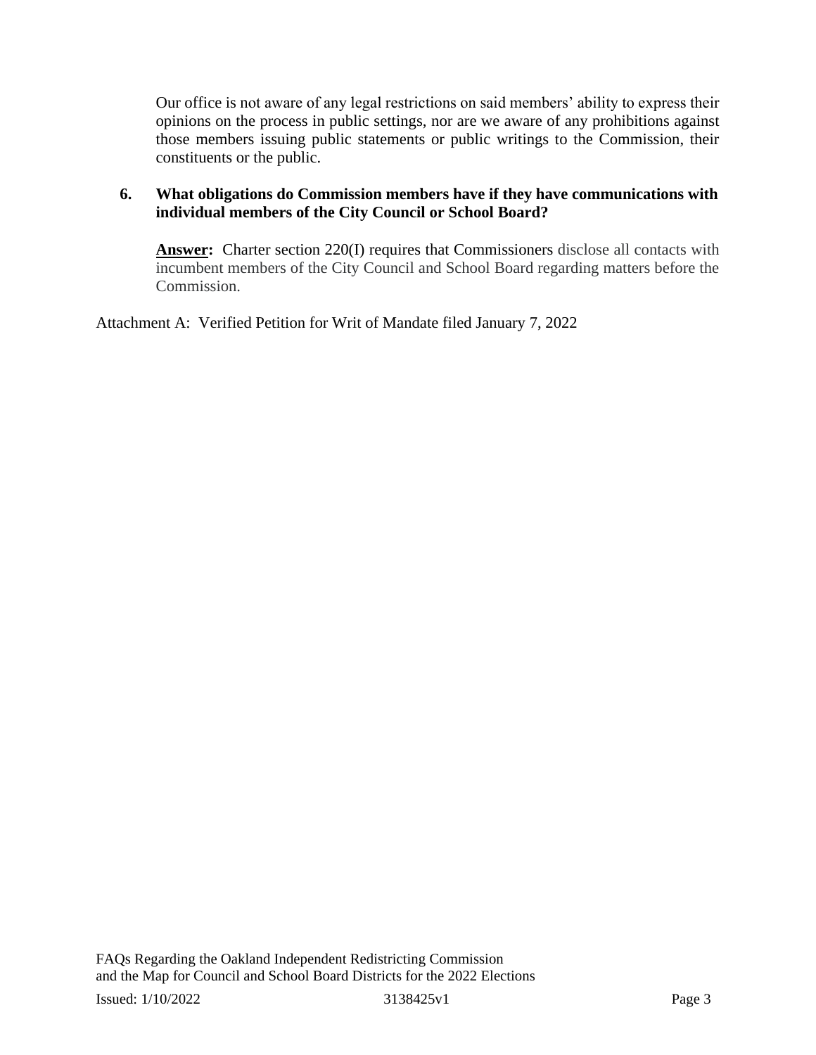Our office is not aware of any legal restrictions on said members' ability to express their opinions on the process in public settings, nor are we aware of any prohibitions against those members issuing public statements or public writings to the Commission, their constituents or the public.

**6. What obligations do Commission members have if they have communications with individual members of the City Council or School Board?**

**Answer:** Charter section 220(I) requires that Commissioners disclose all contacts with incumbent members of the City Council and School Board regarding matters before the Commission.

Attachment A: Verified Petition for Writ of Mandate filed January 7, 2022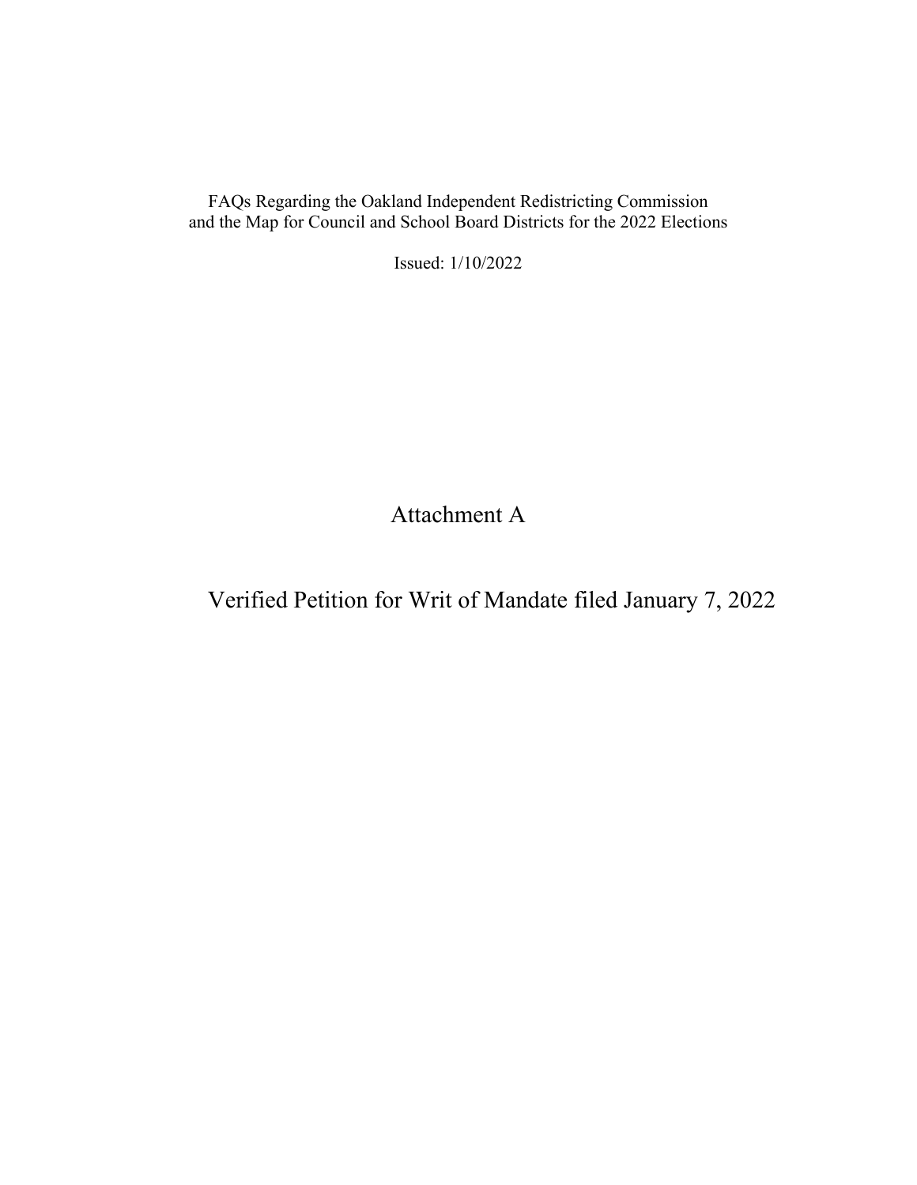# Attachment A

## Verified Petition for Writ of Mandate filed January 7, 2022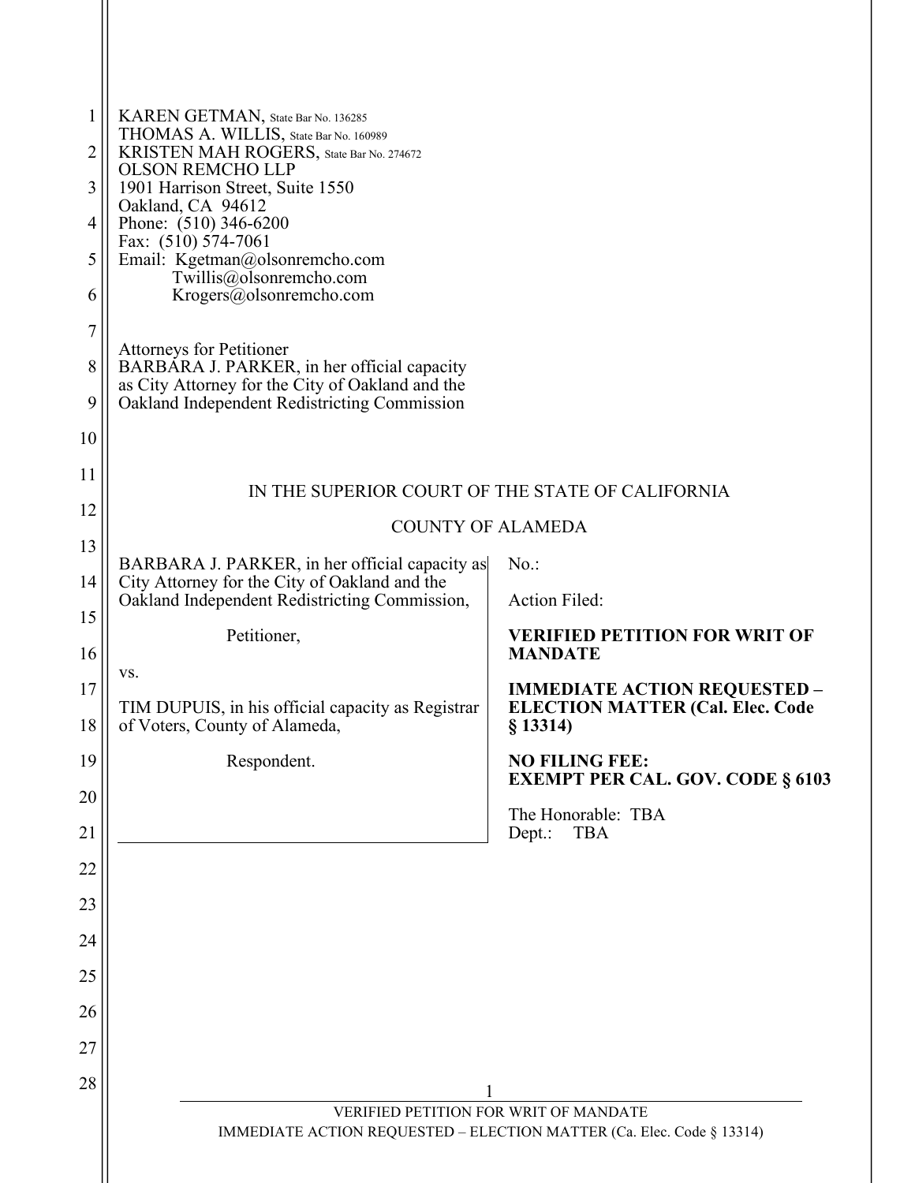KAREN GETMAN, State Bar No. 136285
THOMAS A. WILLIS, State Bar No. 160989
KRISTEN MAH ROGERS, State Bar No. 274672
OLSON REMCHO LLP
1901 Harrison Street, Suite 1550
Oakland, CA 94612
Phone: (510) 346-6200
Fax: (510) 574-7061
Email: Kgetman@olsonremcho.com
Twillis@olsonremcho.com
Krogers@olsonremcho.com

Attorneys for Petitioner
BARBARA J. PARKER, in her official capacity as City Attorney for the City of Oakland and the Oakland Independent Redistricting Commission

IN THE SUPERIOR COURT OF THE STATE OF CALIFORNIA

COUNTY OF ALAMEDA

| | |
|---|---|
| BARBARA J. PARKER, in her official capacity as City Attorney for the City of Oakland and the Oakland Independent Redistricting Commission,<br><br>Petitioner,<br><br>vs.<br><br>TIM DUPUIS, in his official capacity as Registrar of Voters, County of Alameda,<br><br>Respondent. | No.:<br><br>Action Filed:<br><br>**VERIFIED PETITION FOR WRIT OF MANDATE**<br><br>**IMMEDIATE ACTION REQUESTED – ELECTION MATTER (Cal. Elec. Code § 13314)**<br><br>**NO FILING FEE: EXEMPT PER CAL. GOV. CODE § 6103**<br><br>The Honorable: TBA<br>Dept.: TBA |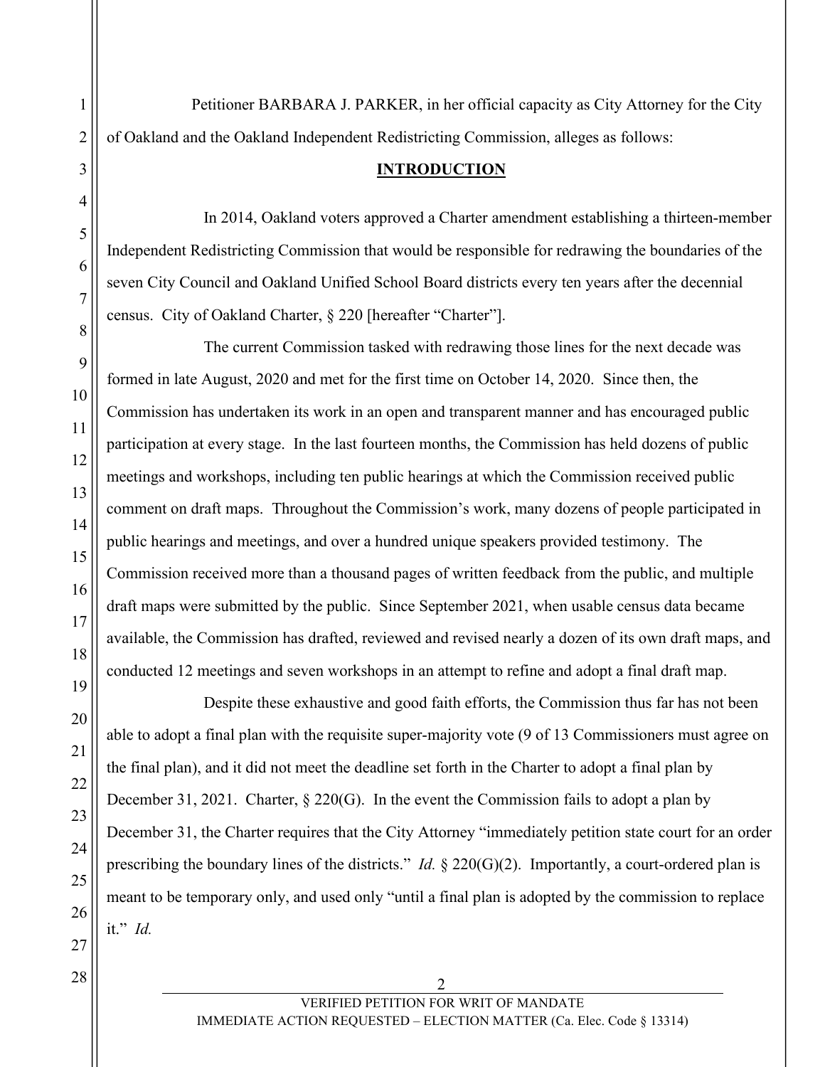Petitioner BARBARA J. PARKER, in her official capacity as City Attorney for the City of Oakland and the Oakland Independent Redistricting Commission, alleges as follows:

## INTRODUCTION

In 2014, Oakland voters approved a Charter amendment establishing a thirteen-member Independent Redistricting Commission that would be responsible for redrawing the boundaries of the seven City Council and Oakland Unified School Board districts every ten years after the decennial census. City of Oakland Charter, § 220 [hereafter "Charter"].

The current Commission tasked with redrawing those lines for the next decade was formed in late August, 2020 and met for the first time on October 14, 2020. Since then, the Commission has undertaken its work in an open and transparent manner and has encouraged public participation at every stage. In the last fourteen months, the Commission has held dozens of public meetings and workshops, including ten public hearings at which the Commission received public comment on draft maps. Throughout the Commission's work, many dozens of people participated in public hearings and meetings, and over a hundred unique speakers provided testimony. The Commission received more than a thousand pages of written feedback from the public, and multiple draft maps were submitted by the public. Since September 2021, when usable census data became available, the Commission has drafted, reviewed and revised nearly a dozen of its own draft maps, and conducted 12 meetings and seven workshops in an attempt to refine and adopt a final draft map.

Despite these exhaustive and good faith efforts, the Commission thus far has not been able to adopt a final plan with the requisite super-majority vote (9 of 13 Commissioners must agree on the final plan), and it did not meet the deadline set forth in the Charter to adopt a final plan by December 31, 2021. Charter, § 220(G). In the event the Commission fails to adopt a plan by December 31, the Charter requires that the City Attorney "immediately petition state court for an order prescribing the boundary lines of the districts." *Id.* § 220(G)(2). Importantly, a court-ordered plan is meant to be temporary only, and used only "until a final plan is adopted by the commission to replace it." *Id.*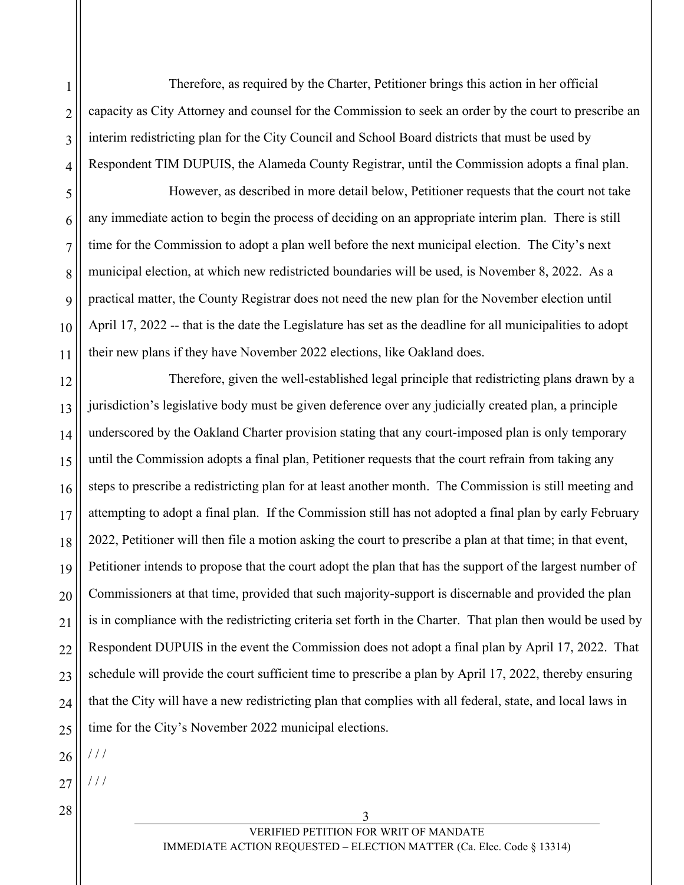Therefore, as required by the Charter, Petitioner brings this action in her official capacity as City Attorney and counsel for the Commission to seek an order by the court to prescribe an interim redistricting plan for the City Council and School Board districts that must be used by Respondent TIM DUPUIS, the Alameda County Registrar, until the Commission adopts a final plan.

However, as described in more detail below, Petitioner requests that the court not take any immediate action to begin the process of deciding on an appropriate interim plan. There is still time for the Commission to adopt a plan well before the next municipal election. The City's next municipal election, at which new redistricted boundaries will be used, is November 8, 2022. As a practical matter, the County Registrar does not need the new plan for the November election until April 17, 2022 -- that is the date the Legislature has set as the deadline for all municipalities to adopt their new plans if they have November 2022 elections, like Oakland does.

Therefore, given the well-established legal principle that redistricting plans drawn by a jurisdiction's legislative body must be given deference over any judicially created plan, a principle underscored by the Oakland Charter provision stating that any court-imposed plan is only temporary until the Commission adopts a final plan, Petitioner requests that the court refrain from taking any steps to prescribe a redistricting plan for at least another month. The Commission is still meeting and attempting to adopt a final plan. If the Commission still has not adopted a final plan by early February 2022, Petitioner will then file a motion asking the court to prescribe a plan at that time; in that event, Petitioner intends to propose that the court adopt the plan that has the support of the largest number of Commissioners at that time, provided that such majority-support is discernable and provided the plan is in compliance with the redistricting criteria set forth in the Charter. That plan then would be used by Respondent DUPUIS in the event the Commission does not adopt a final plan by April 17, 2022. That schedule will provide the court sufficient time to prescribe a plan by April 17, 2022, thereby ensuring that the City will have a new redistricting plan that complies with all federal, state, and local laws in time for the City's November 2022 municipal elections.

/ / /

/ / /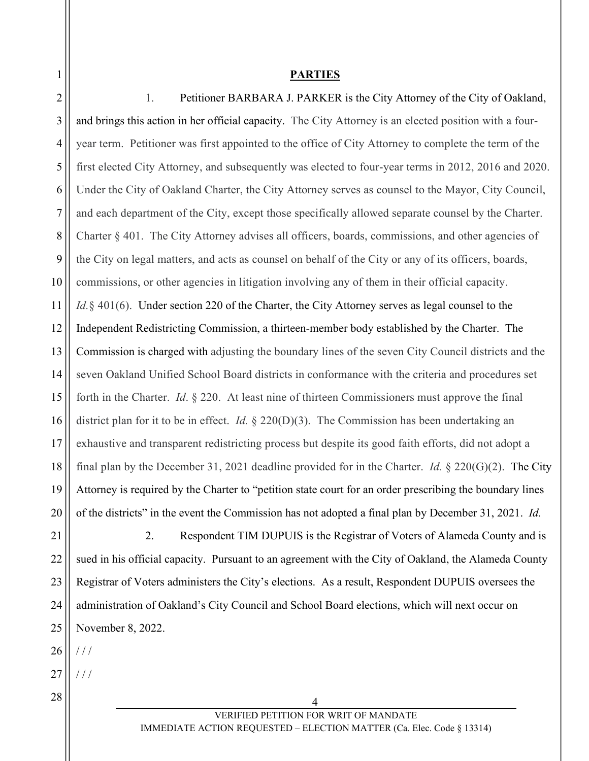**PARTIES**

1. Petitioner BARBARA J. PARKER is the City Attorney of the City of Oakland, and brings this action in her official capacity. The City Attorney is an elected position with a four-year term. Petitioner was first appointed to the office of City Attorney to complete the term of the first elected City Attorney, and subsequently was elected to four-year terms in 2012, 2016 and 2020. Under the City of Oakland Charter, the City Attorney serves as counsel to the Mayor, City Council, and each department of the City, except those specifically allowed separate counsel by the Charter. Charter § 401. The City Attorney advises all officers, boards, commissions, and other agencies of the City on legal matters, and acts as counsel on behalf of the City or any of its officers, boards, commissions, or other agencies in litigation involving any of them in their official capacity. *Id.* § 401(6). Under section 220 of the Charter, the City Attorney serves as legal counsel to the Independent Redistricting Commission, a thirteen-member body established by the Charter. The Commission is charged with adjusting the boundary lines of the seven City Council districts and the seven Oakland Unified School Board districts in conformance with the criteria and procedures set forth in the Charter. *Id*. § 220. At least nine of thirteen Commissioners must approve the final district plan for it to be in effect. *Id.* § 220(D)(3). The Commission has been undertaking an exhaustive and transparent redistricting process but despite its good faith efforts, did not adopt a final plan by the December 31, 2021 deadline provided for in the Charter. *Id.* § 220(G)(2). The City Attorney is required by the Charter to "petition state court for an order prescribing the boundary lines of the districts" in the event the Commission has not adopted a final plan by December 31, 2021. *Id.*

2. Respondent TIM DUPUIS is the Registrar of Voters of Alameda County and is sued in his official capacity. Pursuant to an agreement with the City of Oakland, the Alameda County Registrar of Voters administers the City's elections. As a result, Respondent DUPUIS oversees the administration of Oakland's City Council and School Board elections, which will next occur on November 8, 2022.

/ / /

/ / /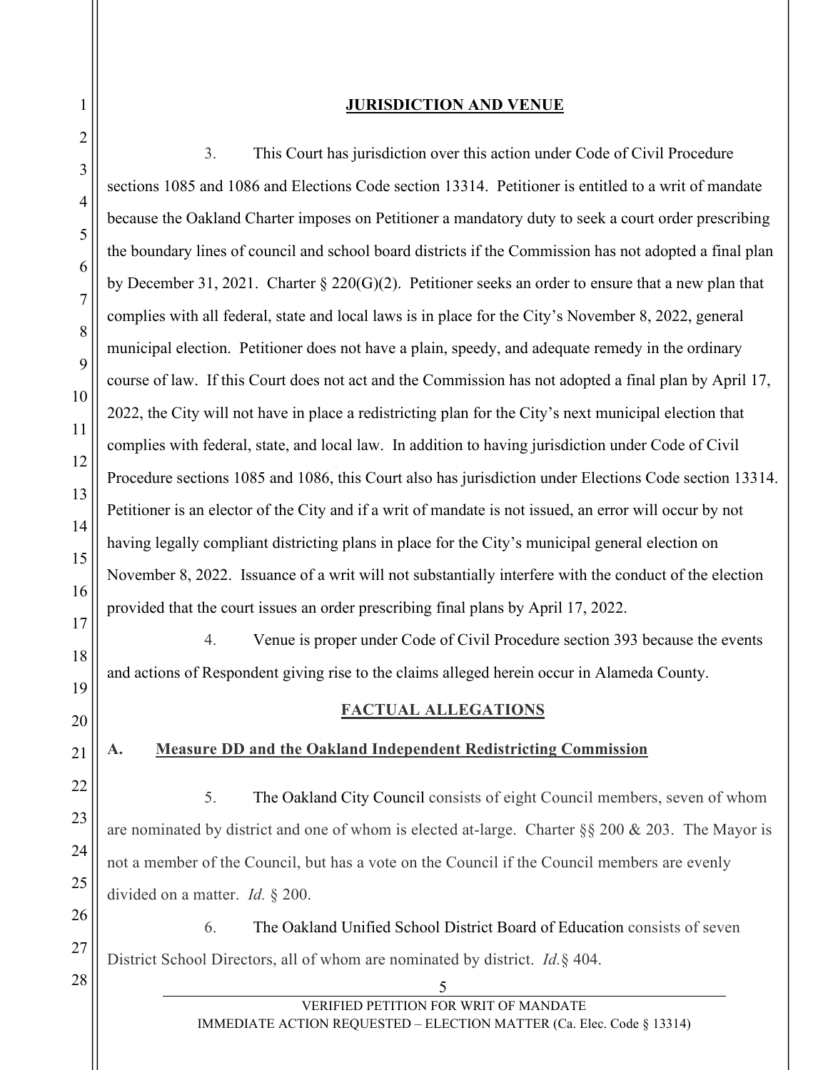## JURISDICTION AND VENUE

3. This Court has jurisdiction over this action under Code of Civil Procedure sections 1085 and 1086 and Elections Code section 13314. Petitioner is entitled to a writ of mandate because the Oakland Charter imposes on Petitioner a mandatory duty to seek a court order prescribing the boundary lines of council and school board districts if the Commission has not adopted a final plan by December 31, 2021. Charter § 220(G)(2). Petitioner seeks an order to ensure that a new plan that complies with all federal, state and local laws is in place for the City's November 8, 2022, general municipal election. Petitioner does not have a plain, speedy, and adequate remedy in the ordinary course of law. If this Court does not act and the Commission has not adopted a final plan by April 17, 2022, the City will not have in place a redistricting plan for the City's next municipal election that complies with federal, state, and local law. In addition to having jurisdiction under Code of Civil Procedure sections 1085 and 1086, this Court also has jurisdiction under Elections Code section 13314. Petitioner is an elector of the City and if a writ of mandate is not issued, an error will occur by not having legally compliant districting plans in place for the City's municipal general election on November 8, 2022. Issuance of a writ will not substantially interfere with the conduct of the election provided that the court issues an order prescribing final plans by April 17, 2022.

4. Venue is proper under Code of Civil Procedure section 393 because the events and actions of Respondent giving rise to the claims alleged herein occur in Alameda County.

## FACTUAL ALLEGATIONS

### A. Measure DD and the Oakland Independent Redistricting Commission

5. The Oakland City Council consists of eight Council members, seven of whom are nominated by district and one of whom is elected at-large. Charter §§ 200 & 203. The Mayor is not a member of the Council, but has a vote on the Council if the Council members are evenly divided on a matter. *Id.* § 200.

6. The Oakland Unified School District Board of Education consists of seven District School Directors, all of whom are nominated by district. *Id.*§ 404.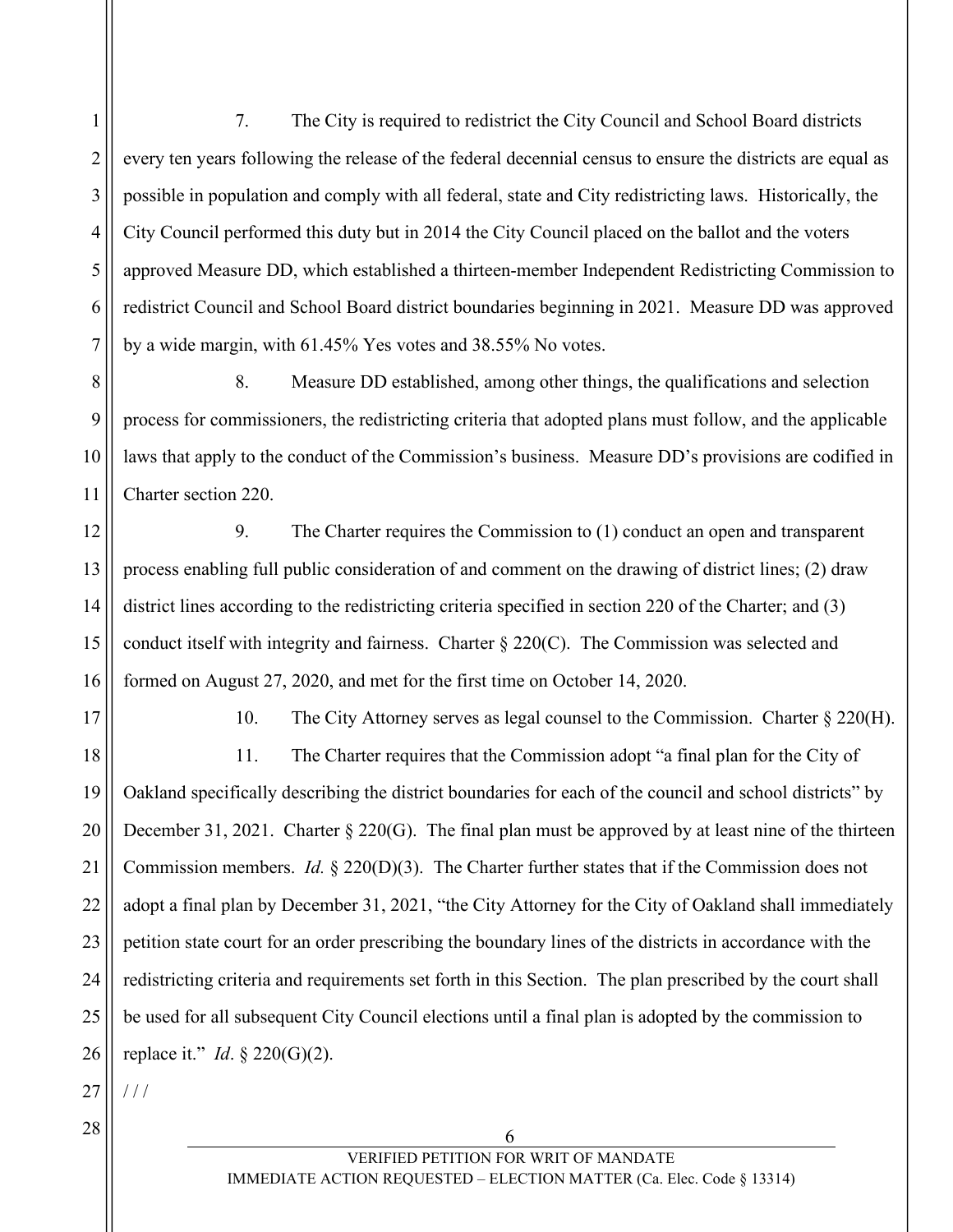7. The City is required to redistrict the City Council and School Board districts every ten years following the release of the federal decennial census to ensure the districts are equal as possible in population and comply with all federal, state and City redistricting laws. Historically, the City Council performed this duty but in 2014 the City Council placed on the ballot and the voters approved Measure DD, which established a thirteen-member Independent Redistricting Commission to redistrict Council and School Board district boundaries beginning in 2021. Measure DD was approved by a wide margin, with 61.45% Yes votes and 38.55% No votes.

8. Measure DD established, among other things, the qualifications and selection process for commissioners, the redistricting criteria that adopted plans must follow, and the applicable laws that apply to the conduct of the Commission's business. Measure DD's provisions are codified in Charter section 220.

9. The Charter requires the Commission to (1) conduct an open and transparent process enabling full public consideration of and comment on the drawing of district lines; (2) draw district lines according to the redistricting criteria specified in section 220 of the Charter; and (3) conduct itself with integrity and fairness. Charter § 220(C). The Commission was selected and formed on August 27, 2020, and met for the first time on October 14, 2020.

10. The City Attorney serves as legal counsel to the Commission. Charter § 220(H).

11. The Charter requires that the Commission adopt "a final plan for the City of Oakland specifically describing the district boundaries for each of the council and school districts" by December 31, 2021. Charter § 220(G). The final plan must be approved by at least nine of the thirteen Commission members. *Id.* § 220(D)(3). The Charter further states that if the Commission does not adopt a final plan by December 31, 2021, "the City Attorney for the City of Oakland shall immediately petition state court for an order prescribing the boundary lines of the districts in accordance with the redistricting criteria and requirements set forth in this Section. The plan prescribed by the court shall be used for all subsequent City Council elections until a final plan is adopted by the commission to replace it." *Id*. § 220(G)(2).

/ / /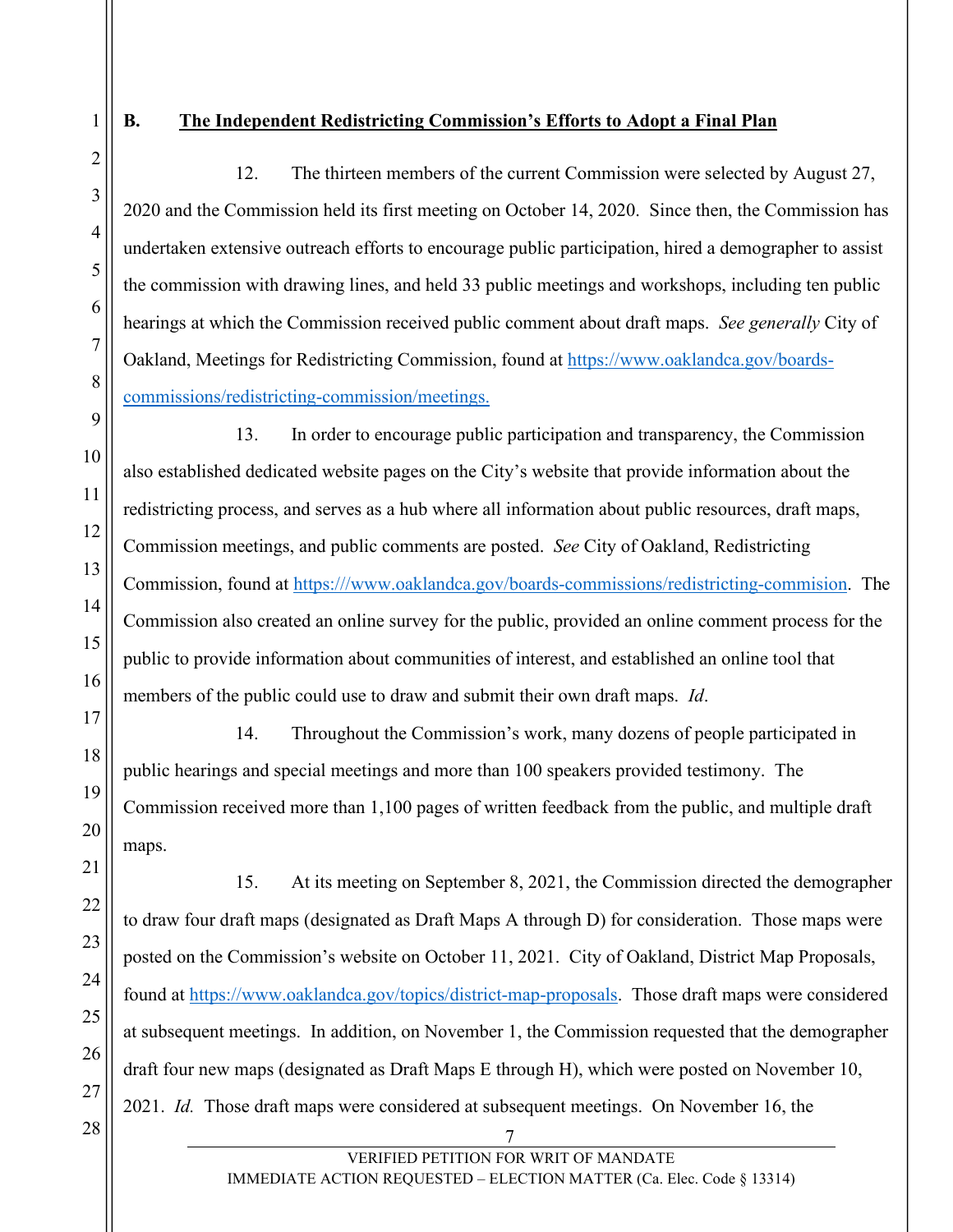**B. <u>The Independent Redistricting Commission's Efforts to Adopt a Final Plan</u>**

12. The thirteen members of the current Commission were selected by August 27, 2020 and the Commission held its first meeting on October 14, 2020. Since then, the Commission has undertaken extensive outreach efforts to encourage public participation, hired a demographer to assist the commission with drawing lines, and held 33 public meetings and workshops, including ten public hearings at which the Commission received public comment about draft maps. *See generally* City of Oakland, Meetings for Redistricting Commission, found at https://www.oaklandca.gov/boards-commissions/redistricting-commission/meetings.

13. In order to encourage public participation and transparency, the Commission also established dedicated website pages on the City's website that provide information about the redistricting process, and serves as a hub where all information about public resources, draft maps, Commission meetings, and public comments are posted. *See* City of Oakland, Redistricting Commission, found at https:///www.oaklandca.gov/boards-commissions/redistricting-commision. The Commission also created an online survey for the public, provided an online comment process for the public to provide information about communities of interest, and established an online tool that members of the public could use to draw and submit their own draft maps. *Id*.

14. Throughout the Commission's work, many dozens of people participated in public hearings and special meetings and more than 100 speakers provided testimony. The Commission received more than 1,100 pages of written feedback from the public, and multiple draft maps.

15. At its meeting on September 8, 2021, the Commission directed the demographer to draw four draft maps (designated as Draft Maps A through D) for consideration. Those maps were posted on the Commission's website on October 11, 2021. City of Oakland, District Map Proposals, found at https://www.oaklandca.gov/topics/district-map-proposals. Those draft maps were considered at subsequent meetings. In addition, on November 1, the Commission requested that the demographer draft four new maps (designated as Draft Maps E through H), which were posted on November 10, 2021. *Id.* Those draft maps were considered at subsequent meetings. On November 16, the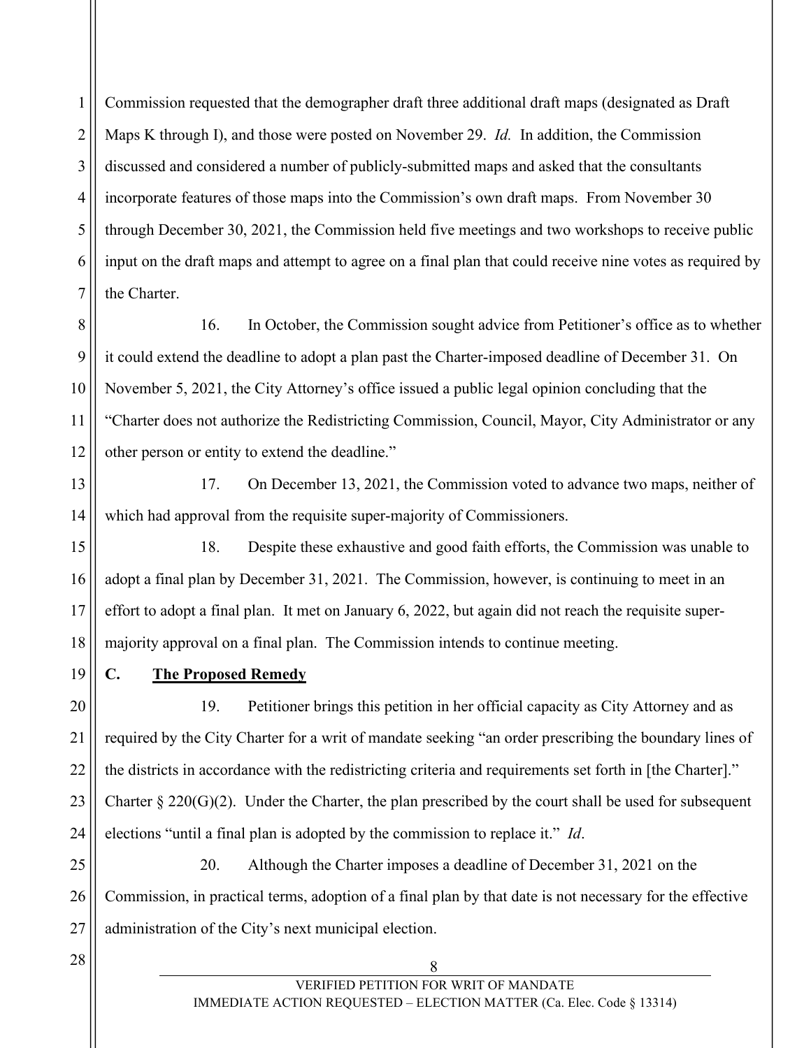Commission requested that the demographer draft three additional draft maps (designated as Draft Maps K through I), and those were posted on November 29. *Id.* In addition, the Commission discussed and considered a number of publicly-submitted maps and asked that the consultants incorporate features of those maps into the Commission's own draft maps. From November 30 through December 30, 2021, the Commission held five meetings and two workshops to receive public input on the draft maps and attempt to agree on a final plan that could receive nine votes as required by the Charter.

16. In October, the Commission sought advice from Petitioner's office as to whether it could extend the deadline to adopt a plan past the Charter-imposed deadline of December 31. On November 5, 2021, the City Attorney's office issued a public legal opinion concluding that the "Charter does not authorize the Redistricting Commission, Council, Mayor, City Administrator or any other person or entity to extend the deadline."

17. On December 13, 2021, the Commission voted to advance two maps, neither of which had approval from the requisite super-majority of Commissioners.

18. Despite these exhaustive and good faith efforts, the Commission was unable to adopt a final plan by December 31, 2021. The Commission, however, is continuing to meet in an effort to adopt a final plan. It met on January 6, 2022, but again did not reach the requisite super-majority approval on a final plan. The Commission intends to continue meeting.

### C. The Proposed Remedy

19. Petitioner brings this petition in her official capacity as City Attorney and as required by the City Charter for a writ of mandate seeking "an order prescribing the boundary lines of the districts in accordance with the redistricting criteria and requirements set forth in [the Charter]." Charter § 220(G)(2). Under the Charter, the plan prescribed by the court shall be used for subsequent elections "until a final plan is adopted by the commission to replace it." *Id*.

20. Although the Charter imposes a deadline of December 31, 2021 on the Commission, in practical terms, adoption of a final plan by that date is not necessary for the effective administration of the City's next municipal election.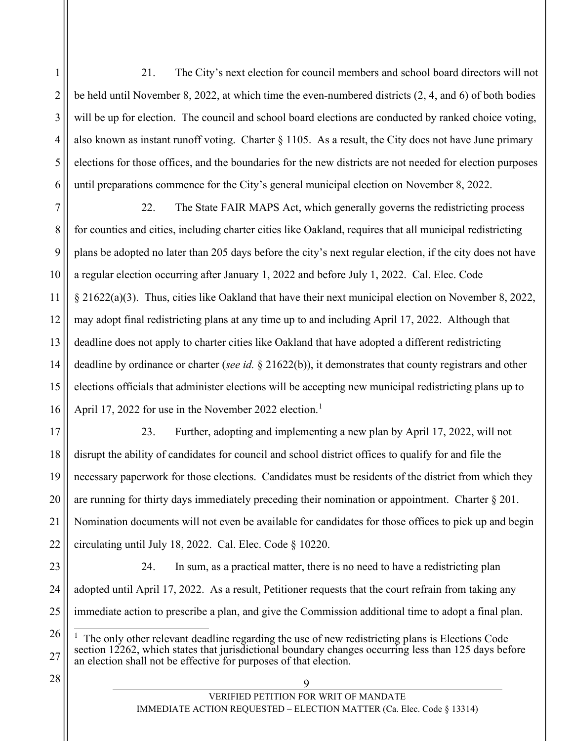21. The City's next election for council members and school board directors will not be held until November 8, 2022, at which time the even-numbered districts (2, 4, and 6) of both bodies will be up for election. The council and school board elections are conducted by ranked choice voting, also known as instant runoff voting. Charter § 1105. As a result, the City does not have June primary elections for those offices, and the boundaries for the new districts are not needed for election purposes until preparations commence for the City's general municipal election on November 8, 2022.

22. The State FAIR MAPS Act, which generally governs the redistricting process for counties and cities, including charter cities like Oakland, requires that all municipal redistricting plans be adopted no later than 205 days before the city's next regular election, if the city does not have a regular election occurring after January 1, 2022 and before July 1, 2022. Cal. Elec. Code § 21622(a)(3). Thus, cities like Oakland that have their next municipal election on November 8, 2022, may adopt final redistricting plans at any time up to and including April 17, 2022. Although that deadline does not apply to charter cities like Oakland that have adopted a different redistricting deadline by ordinance or charter (*see id.* § 21622(b)), it demonstrates that county registrars and other elections officials that administer elections will be accepting new municipal redistricting plans up to April 17, 2022 for use in the November 2022 election.[1]

23. Further, adopting and implementing a new plan by April 17, 2022, will not disrupt the ability of candidates for council and school district offices to qualify for and file the necessary paperwork for those elections. Candidates must be residents of the district from which they are running for thirty days immediately preceding their nomination or appointment. Charter § 201. Nomination documents will not even be available for candidates for those offices to pick up and begin circulating until July 18, 2022. Cal. Elec. Code § 10220.

24. In sum, as a practical matter, there is no need to have a redistricting plan adopted until April 17, 2022. As a result, Petitioner requests that the court refrain from taking any immediate action to prescribe a plan, and give the Commission additional time to adopt a final plan.

---

[1] The only other relevant deadline regarding the use of new redistricting plans is Elections Code section 12262, which states that jurisdictional boundary changes occurring less than 125 days before an election shall not be effective for purposes of that election.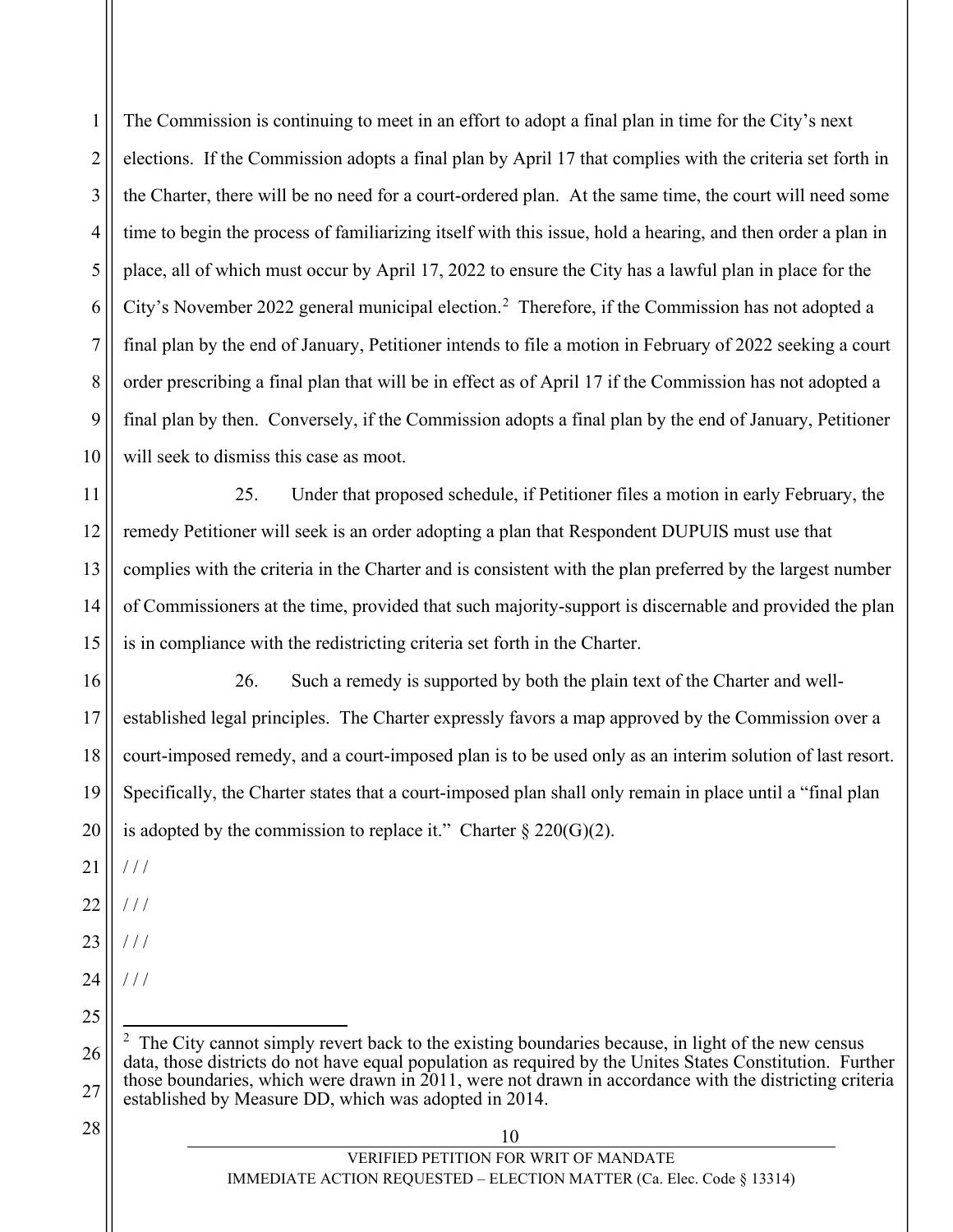The Commission is continuing to meet in an effort to adopt a final plan in time for the City's next elections. If the Commission adopts a final plan by April 17 that complies with the criteria set forth in the Charter, there will be no need for a court-ordered plan. At the same time, the court will need some time to begin the process of familiarizing itself with this issue, hold a hearing, and then order a plan in place, all of which must occur by April 17, 2022 to ensure the City has a lawful plan in place for the City's November 2022 general municipal election.[2] Therefore, if the Commission has not adopted a final plan by the end of January, Petitioner intends to file a motion in February of 2022 seeking a court order prescribing a final plan that will be in effect as of April 17 if the Commission has not adopted a final plan by then. Conversely, if the Commission adopts a final plan by the end of January, Petitioner will seek to dismiss this case as moot.

25. Under that proposed schedule, if Petitioner files a motion in early February, the remedy Petitioner will seek is an order adopting a plan that Respondent DUPUIS must use that complies with the criteria in the Charter and is consistent with the plan preferred by the largest number of Commissioners at the time, provided that such majority-support is discernable and provided the plan is in compliance with the redistricting criteria set forth in the Charter.

26. Such a remedy is supported by both the plain text of the Charter and well-established legal principles. The Charter expressly favors a map approved by the Commission over a court-imposed remedy, and a court-imposed plan is to be used only as an interim solution of last resort. Specifically, the Charter states that a court-imposed plan shall only remain in place until a "final plan is adopted by the commission to replace it." Charter § 220(G)(2).

/ / /

/ / /

/ / /

/ / /

---

[2] The City cannot simply revert back to the existing boundaries because, in light of the new census data, those districts do not have equal population as required by the Unites States Constitution. Further those boundaries, which were drawn in 2011, were not drawn in accordance with the districting criteria established by Measure DD, which was adopted in 2014.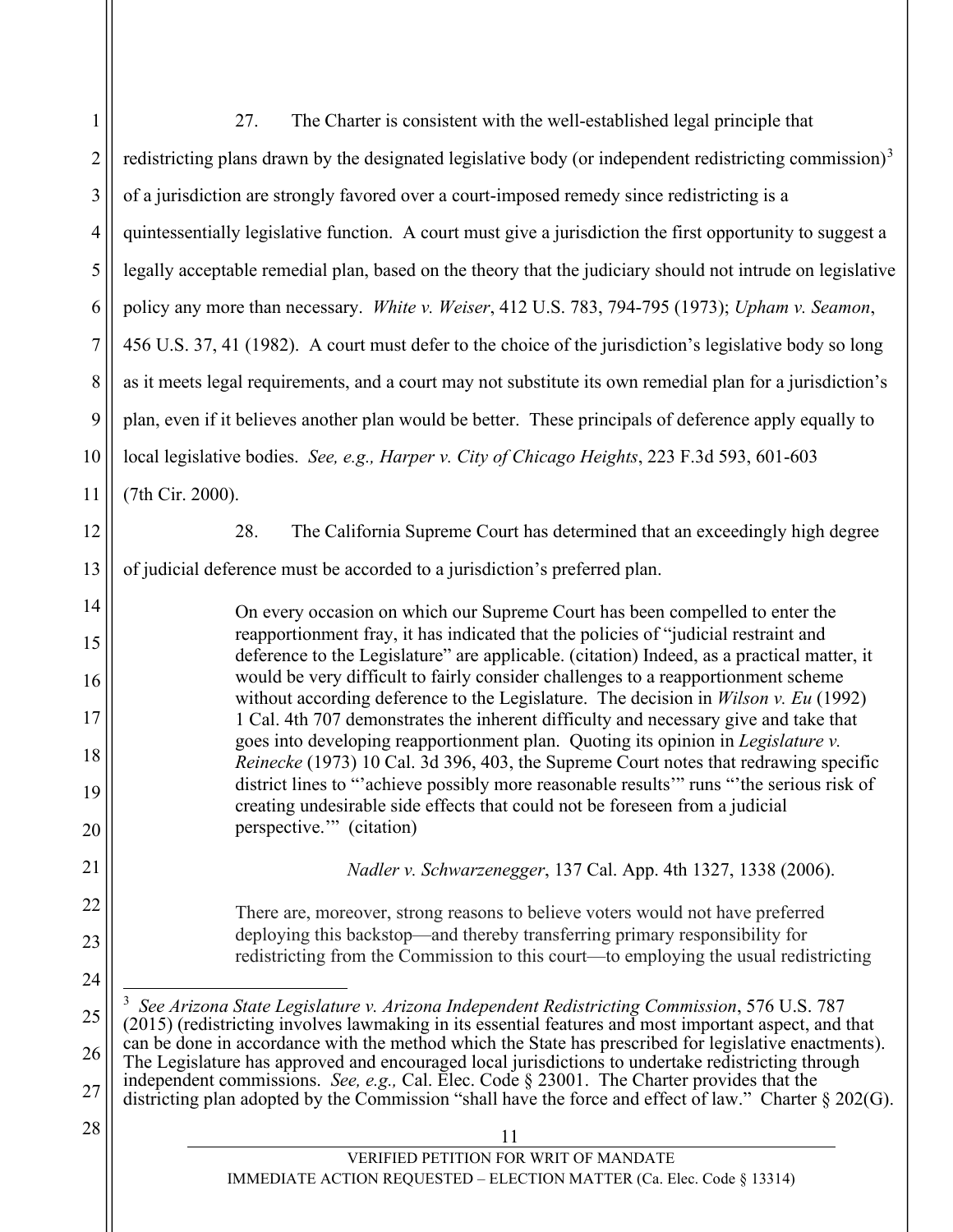27. The Charter is consistent with the well-established legal principle that redistricting plans drawn by the designated legislative body (or independent redistricting commission)[3] of a jurisdiction are strongly favored over a court-imposed remedy since redistricting is a quintessentially legislative function. A court must give a jurisdiction the first opportunity to suggest a legally acceptable remedial plan, based on the theory that the judiciary should not intrude on legislative policy any more than necessary. *White v. Weiser*, 412 U.S. 783, 794-795 (1973); *Upham v. Seamon*, 456 U.S. 37, 41 (1982). A court must defer to the choice of the jurisdiction's legislative body so long as it meets legal requirements, and a court may not substitute its own remedial plan for a jurisdiction's plan, even if it believes another plan would be better. These principals of deference apply equally to local legislative bodies. *See, e.g., Harper v. City of Chicago Heights*, 223 F.3d 593, 601-603 (7th Cir. 2000).

28. The California Supreme Court has determined that an exceedingly high degree of judicial deference must be accorded to a jurisdiction's preferred plan.

> On every occasion on which our Supreme Court has been compelled to enter the reapportionment fray, it has indicated that the policies of "judicial restraint and deference to the Legislature" are applicable. (citation) Indeed, as a practical matter, it would be very difficult to fairly consider challenges to a reapportionment scheme without according deference to the Legislature. The decision in *Wilson v. Eu* (1992) 1 Cal. 4th 707 demonstrates the inherent difficulty and necessary give and take that goes into developing reapportionment plan. Quoting its opinion in *Legislature v. Reinecke* (1973) 10 Cal. 3d 396, 403, the Supreme Court notes that redrawing specific district lines to "'achieve possibly more reasonable results'" runs "'the serious risk of creating undesirable side effects that could not be foreseen from a judicial perspective.'" (citation)
>
> *Nadler v. Schwarzenegger*, 137 Cal. App. 4th 1327, 1338 (2006).

> There are, moreover, strong reasons to believe voters would not have preferred deploying this backstop—and thereby transferring primary responsibility for redistricting from the Commission to this court—to employing the usual redistricting

---

[3] *See Arizona State Legislature v. Arizona Independent Redistricting Commission*, 576 U.S. 787 (2015) (redistricting involves lawmaking in its essential features and most important aspect, and that can be done in accordance with the method which the State has prescribed for legislative enactments). The Legislature has approved and encouraged local jurisdictions to undertake redistricting through independent commissions. *See, e.g.,* Cal. Elec. Code § 23001. The Charter provides that the districting plan adopted by the Commission "shall have the force and effect of law." Charter § 202(G).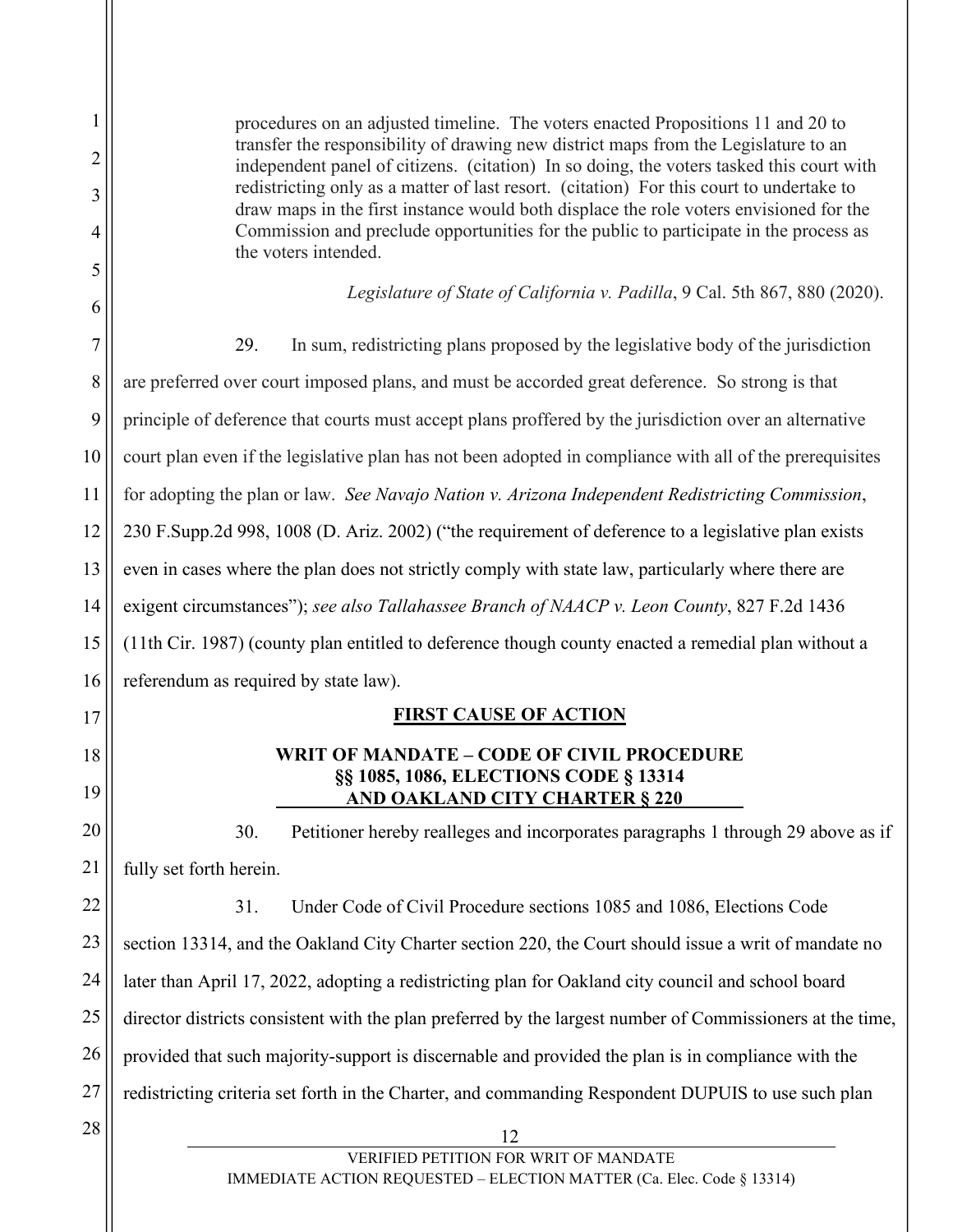procedures on an adjusted timeline. The voters enacted Propositions 11 and 20 to transfer the responsibility of drawing new district maps from the Legislature to an independent panel of citizens. (citation) In so doing, the voters tasked this court with redistricting only as a matter of last resort. (citation) For this court to undertake to draw maps in the first instance would both displace the role voters envisioned for the Commission and preclude opportunities for the public to participate in the process as the voters intended.

> *Legislature of State of California v. Padilla*, 9 Cal. 5th 867, 880 (2020).

29. In sum, redistricting plans proposed by the legislative body of the jurisdiction are preferred over court imposed plans, and must be accorded great deference. So strong is that principle of deference that courts must accept plans proffered by the jurisdiction over an alternative court plan even if the legislative plan has not been adopted in compliance with all of the prerequisites for adopting the plan or law. *See Navajo Nation v. Arizona Independent Redistricting Commission*, 230 F.Supp.2d 998, 1008 (D. Ariz. 2002) ("the requirement of deference to a legislative plan exists even in cases where the plan does not strictly comply with state law, particularly where there are exigent circumstances"); *see also Tallahassee Branch of NAACP v. Leon County*, 827 F.2d 1436 (11th Cir. 1987) (county plan entitled to deference though county enacted a remedial plan without a referendum as required by state law).

**FIRST CAUSE OF ACTION**

**WRIT OF MANDATE – CODE OF CIVIL PROCEDURE §§ 1085, 1086, ELECTIONS CODE § 13314 AND OAKLAND CITY CHARTER § 220**

30. Petitioner hereby realleges and incorporates paragraphs 1 through 29 above as if fully set forth herein.

31. Under Code of Civil Procedure sections 1085 and 1086, Elections Code section 13314, and the Oakland City Charter section 220, the Court should issue a writ of mandate no later than April 17, 2022, adopting a redistricting plan for Oakland city council and school board director districts consistent with the plan preferred by the largest number of Commissioners at the time, provided that such majority-support is discernable and provided the plan is in compliance with the redistricting criteria set forth in the Charter, and commanding Respondent DUPUIS to use such plan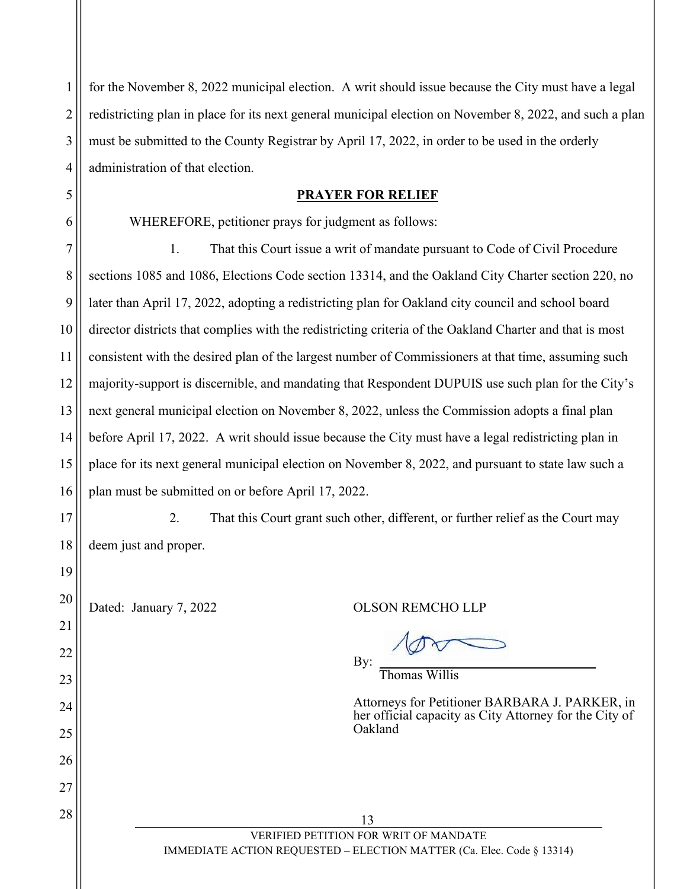for the November 8, 2022 municipal election. A writ should issue because the City must have a legal redistricting plan in place for its next general municipal election on November 8, 2022, and such a plan must be submitted to the County Registrar by April 17, 2022, in order to be used in the orderly administration of that election.

## PRAYER FOR RELIEF

WHEREFORE, petitioner prays for judgment as follows:

1. That this Court issue a writ of mandate pursuant to Code of Civil Procedure sections 1085 and 1086, Elections Code section 13314, and the Oakland City Charter section 220, no later than April 17, 2022, adopting a redistricting plan for Oakland city council and school board director districts that complies with the redistricting criteria of the Oakland Charter and that is most consistent with the desired plan of the largest number of Commissioners at that time, assuming such majority-support is discernible, and mandating that Respondent DUPUIS use such plan for the City's next general municipal election on November 8, 2022, unless the Commission adopts a final plan before April 17, 2022. A writ should issue because the City must have a legal redistricting plan in place for its next general municipal election on November 8, 2022, and pursuant to state law such a plan must be submitted on or before April 17, 2022.

2. That this Court grant such other, different, or further relief as the Court may deem just and proper.

Dated: January 7, 2022

OLSON REMCHO LLP

By: ______________________________
Thomas Willis

Attorneys for Petitioner BARBARA J. PARKER, in her official capacity as City Attorney for the City of Oakland

VERIFIED PETITION FOR WRIT OF MANDATE
IMMEDIATE ACTION REQUESTED – ELECTION MATTER (Ca. Elec. Code § 13314)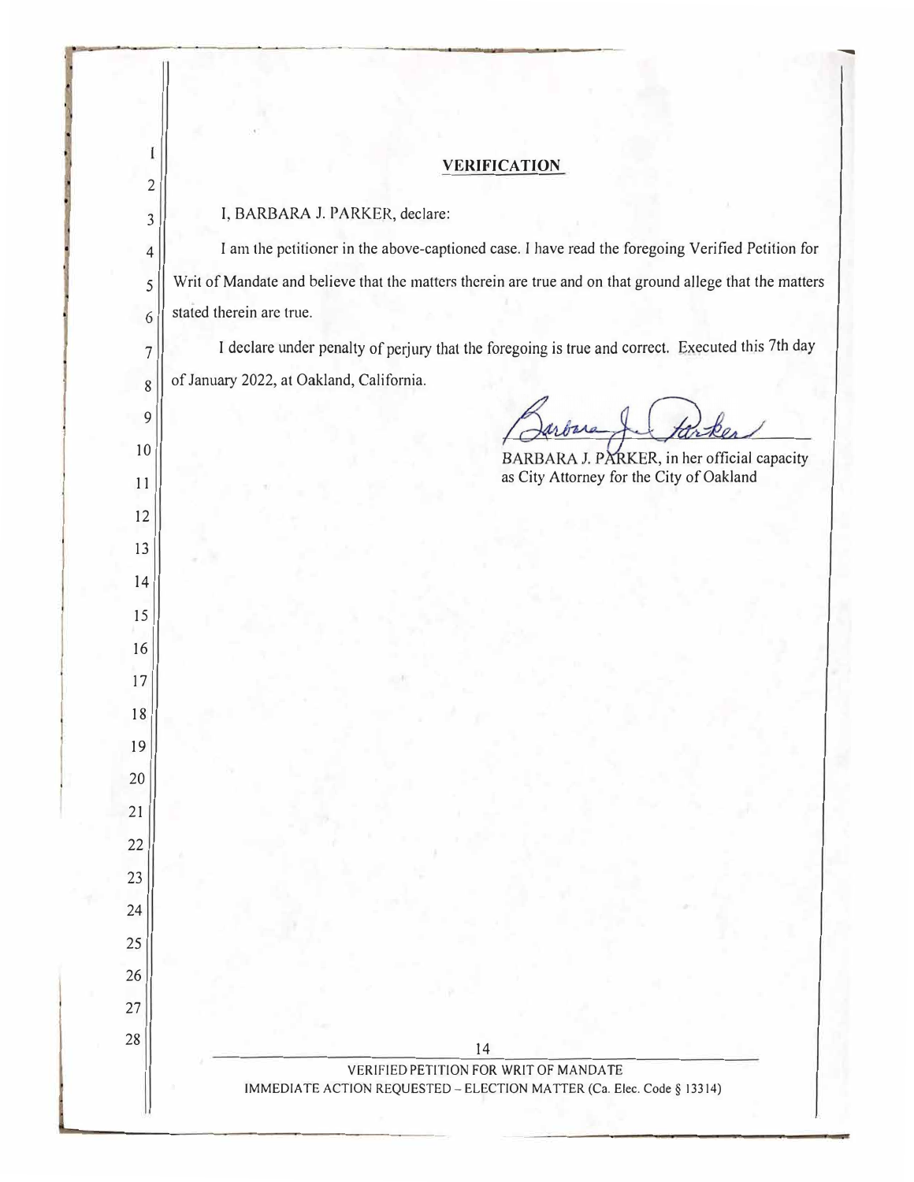## VERIFICATION

I, BARBARA J. PARKER, declare:

I am the petitioner in the above-captioned case. I have read the foregoing Verified Petition for Writ of Mandate and believe that the matters therein are true and on that ground allege that the matters stated therein are true.

I declare under penalty of perjury that the foregoing is true and correct. Executed this 7th day of January 2022, at Oakland, California.

BARBARA J. PARKER, in her official capacity as City Attorney for the City of Oakland